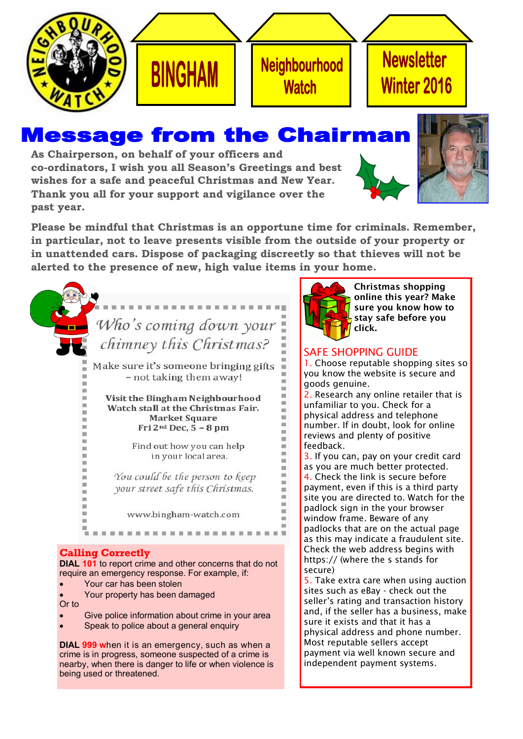# BINGHAM Neighbourhood Watch Newsletter Winter 2016

## Message from the Chairman

**As Chairperson, on behalf of your officers and co-ordinators, I wish you all Season's Greetings and best wishes for a safe and peaceful Christmas and New Year. Thank you all for your support and vigilance over the past year.**

**Please be mindful that Christmas is an opportune time for criminals. Remember, in particular, not to leave presents visible from the outside of your property or in unattended cars. Dispose of packaging discreetly so that thieves will not be alerted to the presence of new, high value items in your home.**

### *Who's coming down your chimney this Christmas?*

Make sure it's someone bringing gifts – not taking them away!

**Visit the Bingham Neighbourhood Watch stall at the Christmas Fair.**
**Market Square**
**Fri 2nd Dec, 5 – 8 pm**

Find out how you can help in your local area.

*You could be the person to keep your street safe this Christmas.*

www.bingham-watch.com

### Calling Correctly

**DIAL 101** to report crime and other concerns that do not require an emergency response. For example, if:

- Your car has been stolen
- Your property has been damaged

Or to

- Give police information about crime in your area
- Speak to police about a general enquiry

**DIAL 999 w**hen it is an emergency, such as when a crime is in progress, someone suspected of a crime is nearby, when there is danger to life or when violence is being used or threatened.

**Christmas shopping online this year? Make sure you know how to stay safe before you click.**

### SAFE SHOPPING GUIDE

1. Choose reputable shopping sites so you know the website is secure and goods genuine.
2. Research any online retailer that is unfamiliar to you. Check for a physical address and telephone number. If in doubt, look for online reviews and plenty of positive feedback.
3. If you can, pay on your credit card as you are much better protected.
4. Check the link is secure before payment, even if this is a third party site you are directed to. Watch for the padlock sign in the your browser window frame. Beware of any padlocks that are on the actual page as this may indicate a fraudulent site. Check the web address begins with https:// (where the s stands for secure)
5. Take extra care when using auction sites such as eBay - check out the seller's rating and transaction history and, if the seller has a business, make sure it exists and that it has a physical address and phone number. Most reputable sellers accept payment via well known secure and independent payment systems.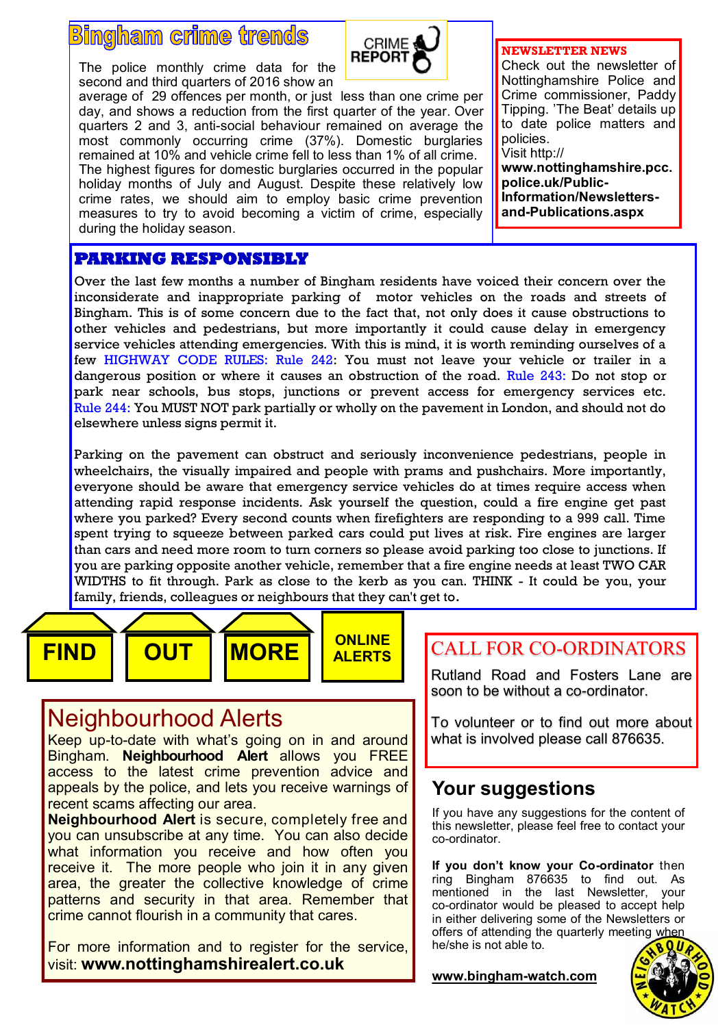# Bingham crime trends

CRIME REPORT

The police monthly crime data for the second and third quarters of 2016 show an average of 29 offences per month, or just less than one crime per day, and shows a reduction from the first quarter of the year. Over quarters 2 and 3, anti-social behaviour remained on average the most commonly occurring crime (37%). Domestic burglaries remained at 10% and vehicle crime fell to less than 1% of all crime. The highest figures for domestic burglaries occurred in the popular holiday months of July and August. Despite these relatively low crime rates, we should aim to employ basic crime prevention measures to try to avoid becoming a victim of crime, especially during the holiday season.

**NEWSLETTER NEWS**

Check out the newsletter of Nottinghamshire Police and Crime commissioner, Paddy Tipping. 'The Beat' details up to date police matters and policies.
Visit http://**www.nottinghamshire.pcc.police.uk/Public-Information/Newsletters-and-Publications.aspx**

## PARKING RESPONSIBLY

Over the last few months a number of Bingham residents have voiced their concern over the inconsiderate and inappropriate parking of motor vehicles on the roads and streets of Bingham. This is of some concern due to the fact that, not only does it cause obstructions to other vehicles and pedestrians, but more importantly it could cause delay in emergency service vehicles attending emergencies. With this is mind, it is worth reminding ourselves of a few HIGHWAY CODE RULES: Rule 242: You must not leave your vehicle or trailer in a dangerous position or where it causes an obstruction of the road. Rule 243: Do not stop or park near schools, bus stops, junctions or prevent access for emergency services etc. Rule 244: You MUST NOT park partially or wholly on the pavement in London, and should not do elsewhere unless signs permit it.

Parking on the pavement can obstruct and seriously inconvenience pedestrians, people in wheelchairs, the visually impaired and people with prams and pushchairs. More importantly, everyone should be aware that emergency service vehicles do at times require access when attending rapid response incidents. Ask yourself the question, could a fire engine get past where you parked? Every second counts when firefighters are responding to a 999 call. Time spent trying to squeeze between parked cars could put lives at risk. Fire engines are larger than cars and need more room to turn corners so please avoid parking too close to junctions. If you are parking opposite another vehicle, remember that a fire engine needs at least TWO CAR WIDTHS to fit through. Park as close to the kerb as you can. THINK - It could be you, your family, friends, colleagues or neighbours that they can't get to.

FIND OUT MORE ONLINE ALERTS

## Neighbourhood Alerts

Keep up-to-date with what's going on in and around Bingham. **Neighbourhood Alert** allows you FREE access to the latest crime prevention advice and appeals by the police, and lets you receive warnings of recent scams affecting our area.

**Neighbourhood Alert** is secure, completely free and you can unsubscribe at any time. You can also decide what information you receive and how often you receive it. The more people who join it in any given area, the greater the collective knowledge of crime patterns and security in that area. Remember that crime cannot flourish in a community that cares.

For more information and to register for the service, visit: **www.nottinghamshirealert.co.uk**

## CALL FOR CO-ORDINATORS

Rutland Road and Fosters Lane are soon to be without a co-ordinator.

To volunteer or to find out more about what is involved please call 876635.

## Your suggestions

If you have any suggestions for the content of this newsletter, please feel free to contact your co-ordinator.

**If you don't know your Co-ordinator** then ring Bingham 876635 to find out. As mentioned in the last Newsletter, your co-ordinator would be pleased to accept help in either delivering some of the Newsletters or offers of attending the quarterly meeting when he/she is not able to.

**www.bingham-watch.com**

NEIGHBOURHOOD WATCH